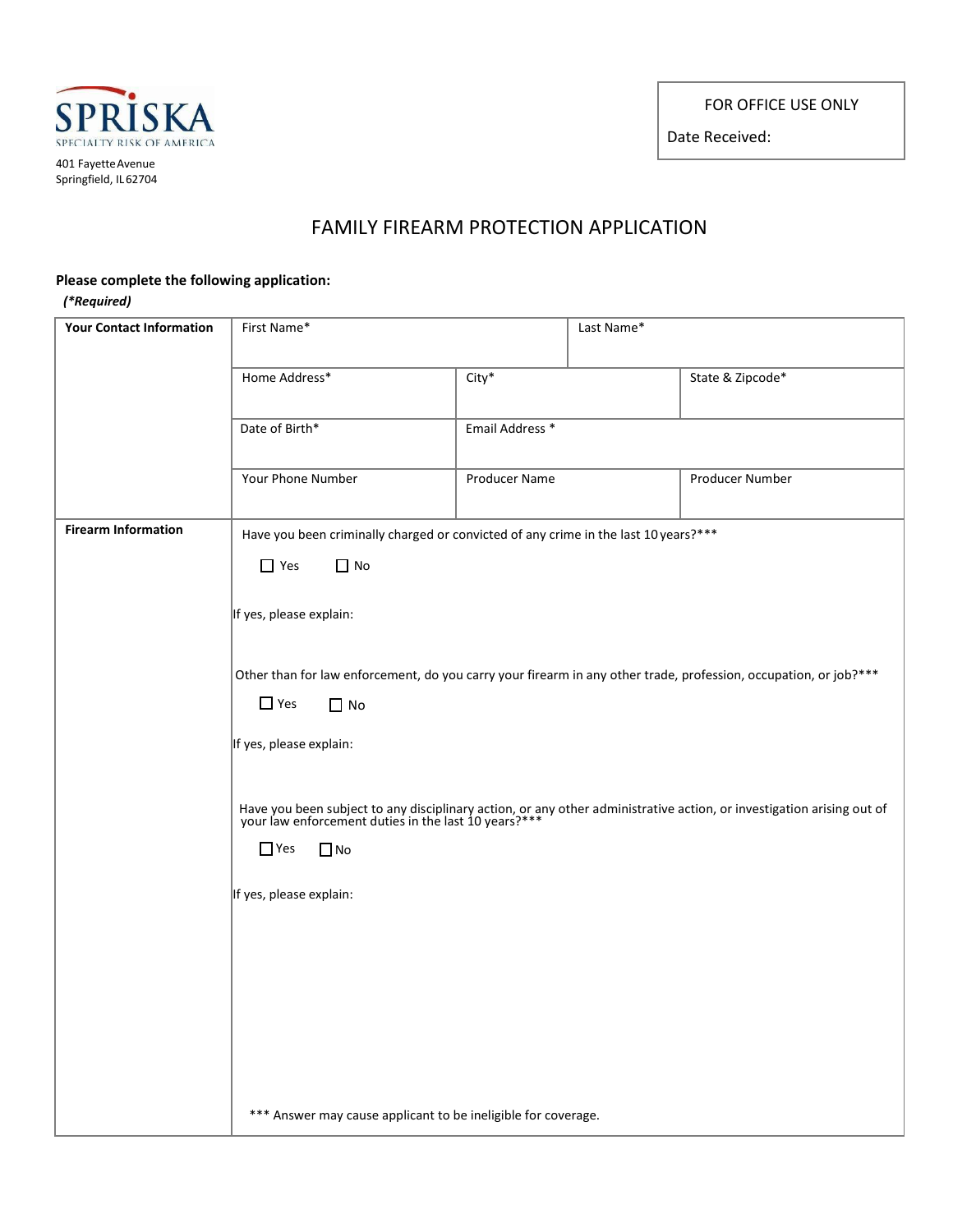SPRISKA
SPECIALTY RISK OF AMERICA

401 Fayette Avenue
Springfield, IL 62704

| FOR OFFICE USE ONLY |
| --- |
| Date Received: |

# FAMILY FIREARM PROTECTION APPLICATION

**Please complete the following application:**

***(\*Required)***

| **Your Contact Information** | First Name* | | Last Name* |
| --- | --- | --- | --- |
| | Home Address* | City* | State & Zipcode* |
| | Date of Birth* | Email Address * | |
| | Your Phone Number | Producer Name | Producer Number |

**Firearm Information**

Have you been criminally charged or convicted of any crime in the last 10 years?***

☐ Yes ☐ No

If yes, please explain:

Other than for law enforcement, do you carry your firearm in any other trade, profession, occupation, or job?***

☐ Yes ☐ No

If yes, please explain:

Have you been subject to any disciplinary action, or any other administrative action, or investigation arising out of your law enforcement duties in the last 10 years?***

☐ Yes ☐ No

If yes, please explain:

*** Answer may cause applicant to be ineligible for coverage.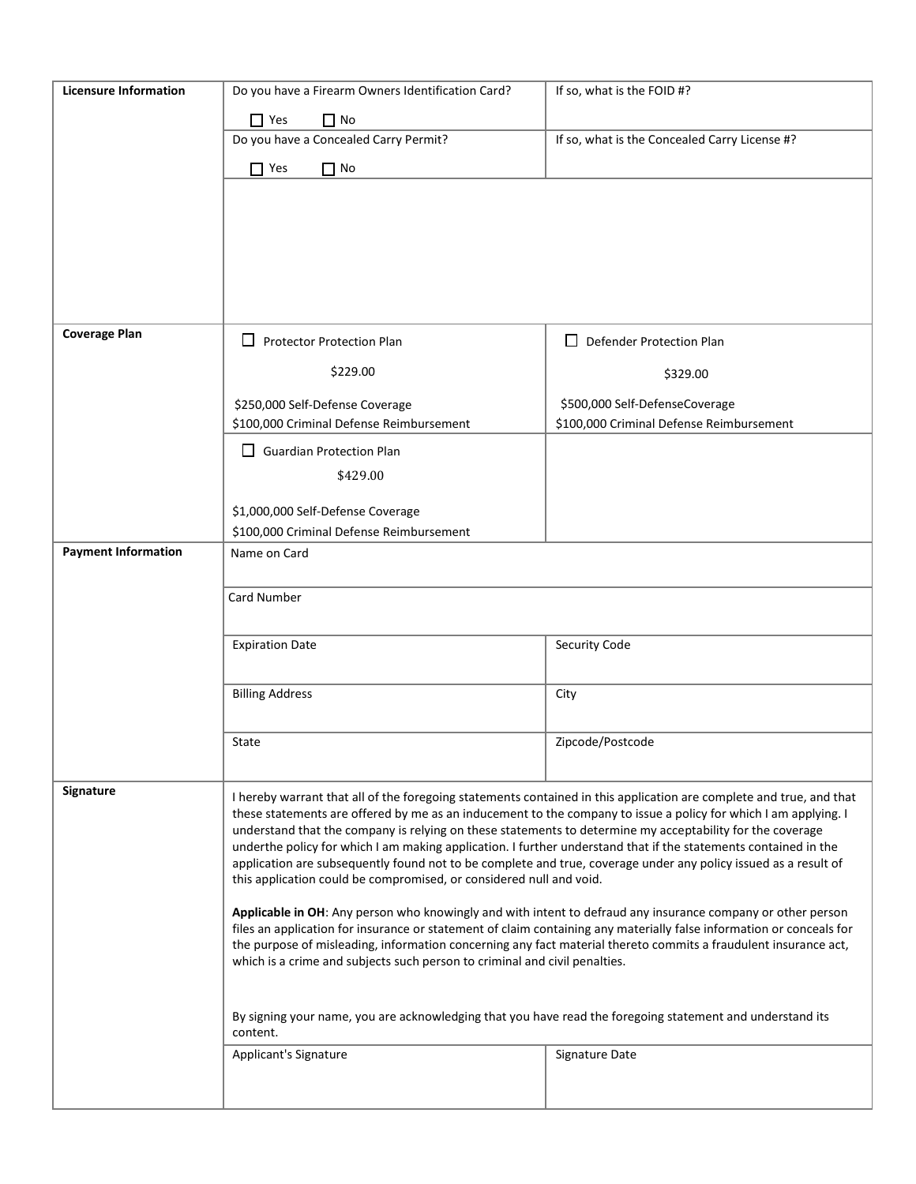| | | |
|---|---|---|
| **Licensure Information** | Do you have a Firearm Owners Identification Card?<br>☐ Yes ☐ No | If so, what is the FOID #? |
| | Do you have a Concealed Carry Permit?<br>☐ Yes ☐ No | If so, what is the Concealed Carry License #? |
| | | |
| **Coverage Plan** | ☐ Protector Protection Plan<br>$229.00<br>$250,000 Self-Defense Coverage<br>$100,000 Criminal Defense Reimbursement | ☐ Defender Protection Plan<br>$329.00<br>$500,000 Self-DefenseCoverage<br>$100,000 Criminal Defense Reimbursement |
| | ☐ Guardian Protection Plan<br>$429.00<br>$1,000,000 Self-Defense Coverage<br>$100,000 Criminal Defense Reimbursement | |
| **Payment Information** | Name on Card | |
| | Card Number | |
| | Expiration Date | Security Code |
| | Billing Address | City |
| | State | Zipcode/Postcode |
| **Signature** | I hereby warrant that all of the foregoing statements contained in this application are complete and true, and that these statements are offered by me as an inducement to the company to issue a policy for which I am applying. I understand that the company is relying on these statements to determine my acceptability for the coverage underthe policy for which I am making application. I further understand that if the statements contained in the application are subsequently found not to be complete and true, coverage under any policy issued as a result of this application could be compromised, or considered null and void.<br><br>**Applicable in OH**: Any person who knowingly and with intent to defraud any insurance company or other person files an application for insurance or statement of claim containing any materially false information or conceals for the purpose of misleading, information concerning any fact material thereto commits a fraudulent insurance act, which is a crime and subjects such person to criminal and civil penalties.<br><br>By signing your name, you are acknowledging that you have read the foregoing statement and understand its content. | |
| | Applicant's Signature | Signature Date |